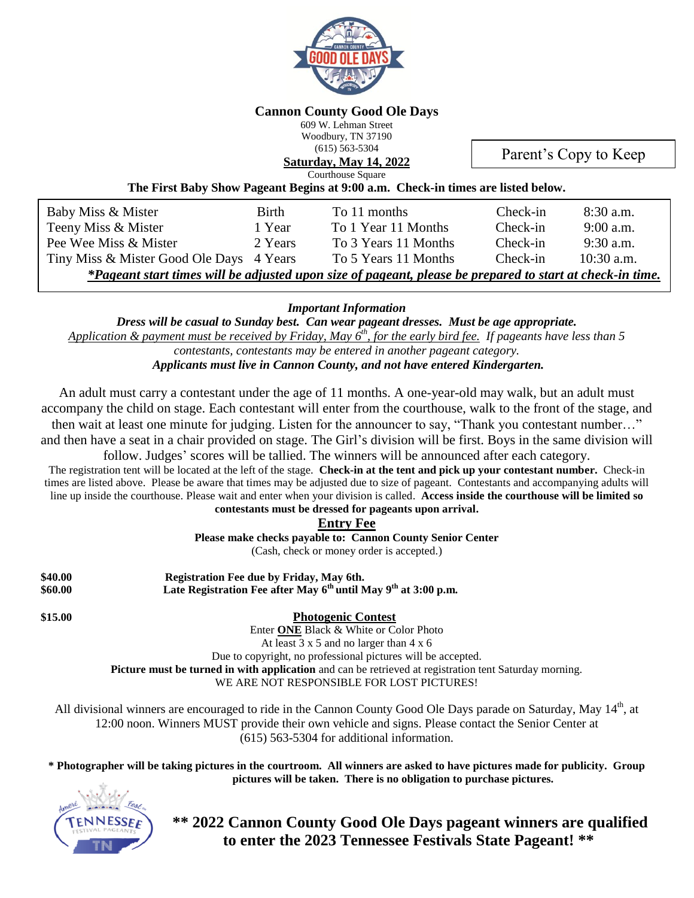# Cannon County Good Ole Days

609 W. Lehman Street
Woodbury, TN 37190
(615) 563-5304

**Saturday, May 14, 2022**

Courthouse Square

Parent's Copy to Keep

**The First Baby Show Pageant Begins at 9:00 a.m. Check-in times are listed below.**

| | | | | |
|---|---|---|---|---|
| Baby Miss & Mister | Birth | To 11 months | Check-in | 8:30 a.m. |
| Teeny Miss & Mister | 1 Year | To 1 Year 11 Months | Check-in | 9:00 a.m. |
| Pee Wee Miss & Mister | 2 Years | To 3 Years 11 Months | Check-in | 9:30 a.m. |
| Tiny Miss & Mister Good Ole Days | 4 Years | To 5 Years 11 Months | Check-in | 10:30 a.m. |

***Pageant start times will be adjusted upon size of pageant, please be prepared to start at check-in time.***

***Important Information***

***Dress will be casual to Sunday best. Can wear pageant dresses. Must be age appropriate.***

*Application & payment must be received by Friday, May 6th, for the early bird fee. If pageants have less than 5 contestants, contestants may be entered in another pageant category.*

***Applicants must live in Cannon County, and not have entered Kindergarten.***

An adult must carry a contestant under the age of 11 months. A one-year-old may walk, but an adult must accompany the child on stage. Each contestant will enter from the courthouse, walk to the front of the stage, and then wait at least one minute for judging. Listen for the announcer to say, "Thank you contestant number…" and then have a seat in a chair provided on stage. The Girl's division will be first. Boys in the same division will follow. Judges' scores will be tallied. The winners will be announced after each category.

The registration tent will be located at the left of the stage. **Check-in at the tent and pick up your contestant number.** Check-in times are listed above. Please be aware that times may be adjusted due to size of pageant. Contestants and accompanying adults will line up inside the courthouse. Please wait and enter when your division is called. **Access inside the courthouse will be limited so contestants must be dressed for pageants upon arrival.**

## Entry Fee

**Please make checks payable to: Cannon County Senior Center**

(Cash, check or money order is accepted.)

**$40.00** **Registration Fee due by Friday, May 6th.**

**$60.00** **Late Registration Fee after May 6th until May 9th at 3:00 p.m.**

**$15.00** **Photogenic Contest**

Enter **ONE** Black & White or Color Photo
At least 3 x 5 and no larger than 4 x 6
Due to copyright, no professional pictures will be accepted.
**Picture must be turned in with application** and can be retrieved at registration tent Saturday morning.
WE ARE NOT RESPONSIBLE FOR LOST PICTURES!

All divisional winners are encouraged to ride in the Cannon County Good Ole Days parade on Saturday, May 14th, at 12:00 noon. Winners MUST provide their own vehicle and signs. Please contact the Senior Center at (615) 563-5304 for additional information.

**\* Photographer will be taking pictures in the courtroom. All winners are asked to have pictures made for publicity. Group pictures will be taken. There is no obligation to purchase pictures.**

**\*\* 2022 Cannon County Good Ole Days pageant winners are qualified to enter the 2023 Tennessee Festivals State Pageant! \*\***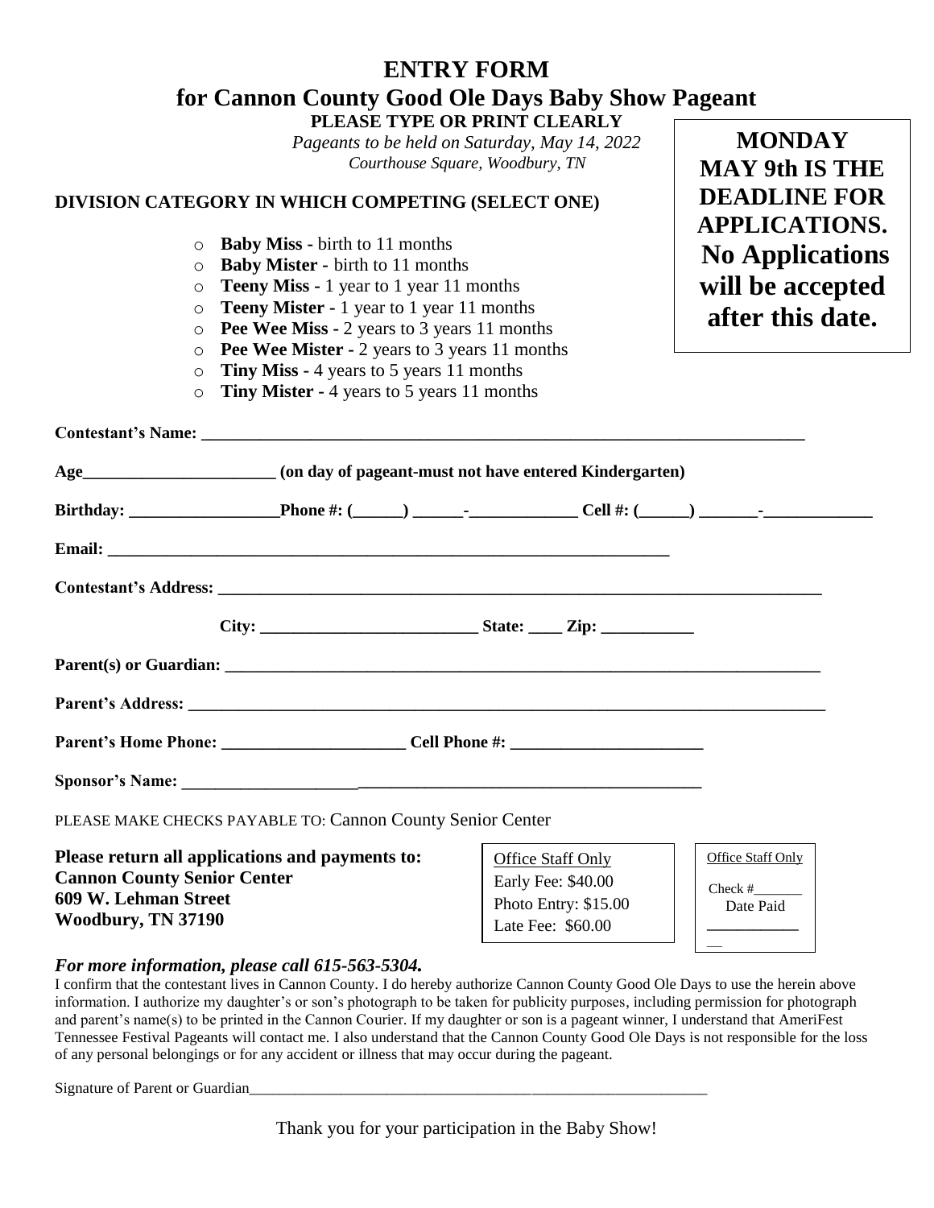# ENTRY FORM
# for Cannon County Good Ole Days Baby Show Pageant

**PLEASE TYPE OR PRINT CLEARLY**

*Pageants to be held on Saturday, May 14, 2022*
*Courthouse Square, Woodbury, TN*

**MONDAY MAY 9th IS THE DEADLINE FOR APPLICATIONS. No Applications will be accepted after this date.**

**DIVISION CATEGORY IN WHICH COMPETING (SELECT ONE)**

- ○ **Baby Miss -** birth to 11 months
- ○ **Baby Mister -** birth to 11 months
- ○ **Teeny Miss -** 1 year to 1 year 11 months
- ○ **Teeny Mister -** 1 year to 1 year 11 months
- ○ **Pee Wee Miss -** 2 years to 3 years 11 months
- ○ **Pee Wee Mister -** 2 years to 3 years 11 months
- ○ **Tiny Miss -** 4 years to 5 years 11 months
- ○ **Tiny Mister -** 4 years to 5 years 11 months

**Contestant's Name:** ___________________________________________________________________________

**Age**_______________________ **(on day of pageant-must not have entered Kindergarten)**

**Birthday:** __________________**Phone #: (**______**)** ______**-**_____________ **Cell #: (**______**)** _______**-**_____________

**Email:** _______________________________________________________________________

**Contestant's Address:** ___________________________________________________________________________

**City:** ___________________________ **State:** ____ **Zip:** ___________

**Parent(s) or Guardian:** ___________________________________________________________________________

**Parent's Address:** ________________________________________________________________________________

**Parent's Home Phone:** ______________________ **Cell Phone #:** _______________________

**Sponsor's Name:** _______________________________________________________________

PLEASE MAKE CHECKS PAYABLE TO: Cannon County Senior Center

**Please return all applications and payments to:**
**Cannon County Senior Center**
**609 W. Lehman Street**
**Woodbury, TN 37190**

Office Staff Only
Early Fee: $40.00
Photo Entry: $15.00
Late Fee: $60.00

Office Staff Only
Check #_______
Date Paid
_____________

***For more information, please call 615-563-5304.***

I confirm that the contestant lives in Cannon County. I do hereby authorize Cannon County Good Ole Days to use the herein above information. I authorize my daughter's or son's photograph to be taken for publicity purposes, including permission for photograph and parent's name(s) to be printed in the Cannon Courier. If my daughter or son is a pageant winner, I understand that AmeriFest Tennessee Festival Pageants will contact me. I also understand that the Cannon County Good Ole Days is not responsible for the loss of any personal belongings or for any accident or illness that may occur during the pageant.

Signature of Parent or Guardian_______________________________________________________________

Thank you for your participation in the Baby Show!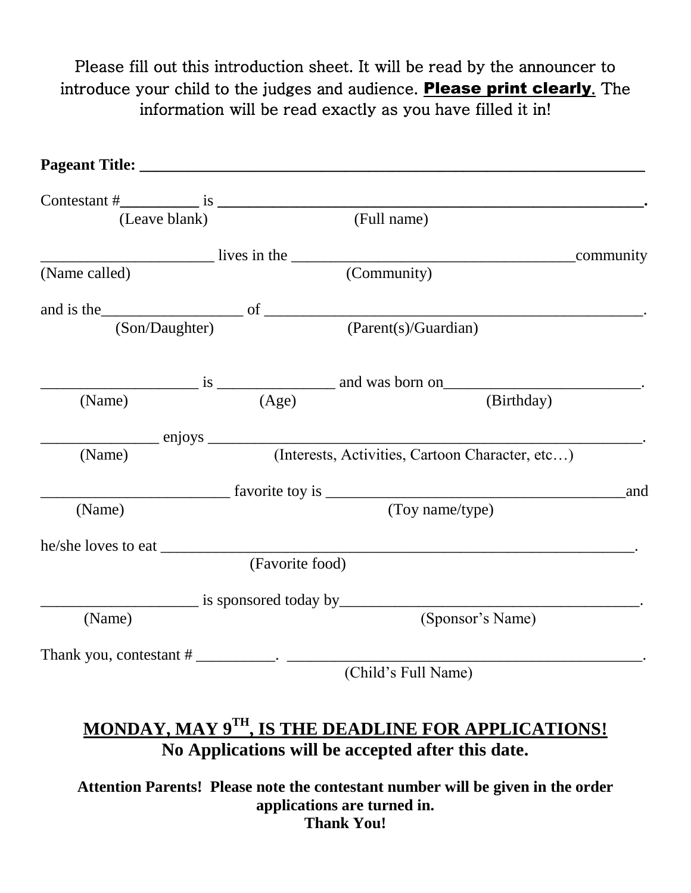Please fill out this introduction sheet. It will be read by the announcer to introduce your child to the judges and audience. **Please print clearly**. The information will be read exactly as you have filled it in!

**Pageant Title: ___________________________________________________________**

Contestant #__________ is ________________________________________________________.
(Leave blank) (Full name)

______________________ lives in the ___________________________________community
(Name called) (Community)

and is the__________________ of _________________________________________________.
(Son/Daughter) (Parent(s)/Guardian)

____________________ is _______________ and was born on_________________________.
(Name) (Age) (Birthday)

_______________ enjoys ______________________________________________________.
(Name) (Interests, Activities, Cartoon Character, etc…)

________________________ favorite toy is _______________________________________and
(Name) (Toy name/type)

he/she loves to eat __________________________________________________________.
(Favorite food)

____________________ is sponsored today by______________________________________.
(Name) (Sponsor's Name)

Thank you, contestant # __________. _____________________________________________.
(Child's Full Name)

**MONDAY, MAY 9TH, IS THE DEADLINE FOR APPLICATIONS!**
**No Applications will be accepted after this date.**

**Attention Parents! Please note the contestant number will be given in the order applications are turned in.**
**Thank You!**